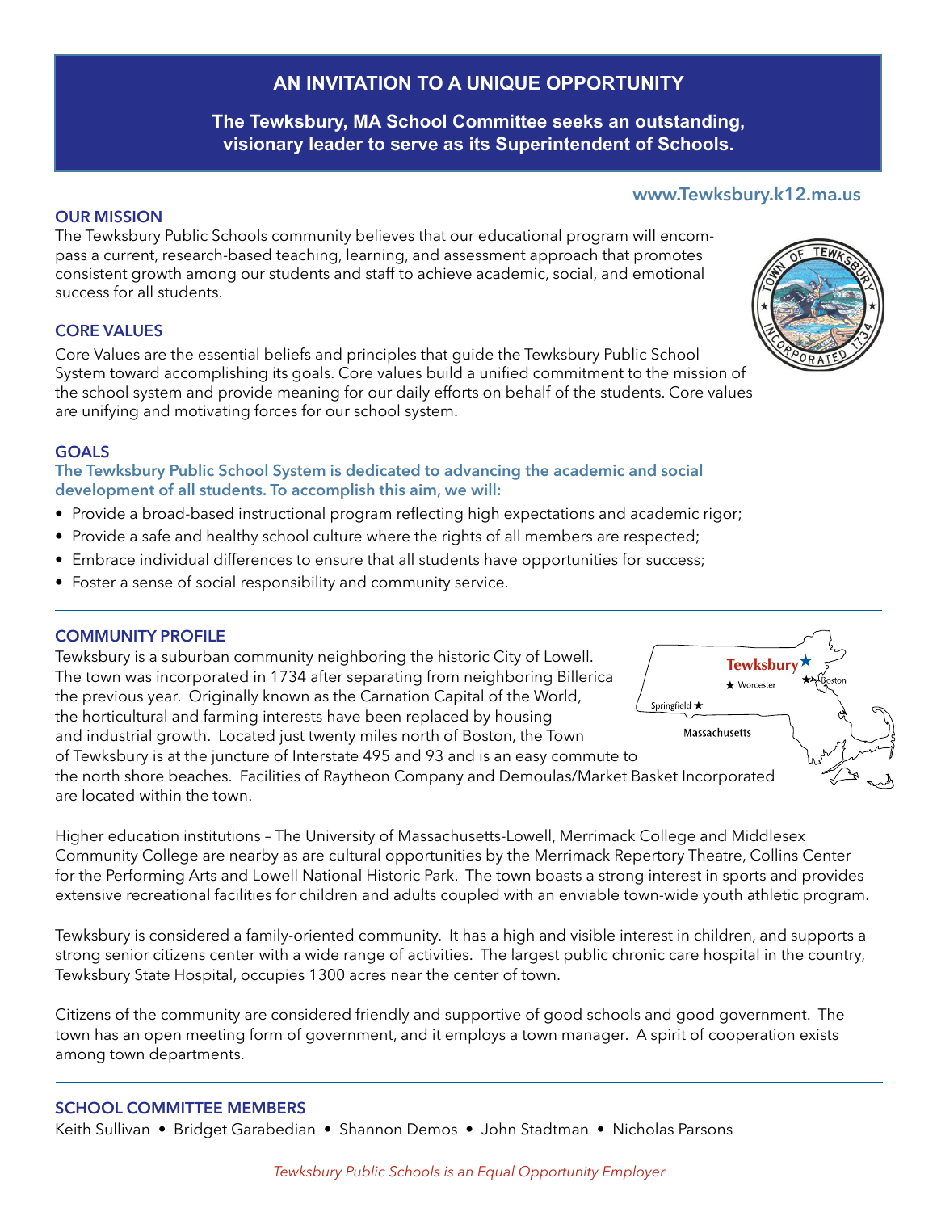# AN INVITATION TO A UNIQUE OPPORTUNITY

**The Tewksbury, MA School Committee seeks an outstanding, visionary leader to serve as its Superintendent of Schools.**

**www.Tewksbury.k12.ma.us**

## OUR MISSION

The Tewksbury Public Schools community believes that our educational program will encompass a current, research-based teaching, learning, and assessment approach that promotes consistent growth among our students and staff to achieve academic, social, and emotional success for all students.

## CORE VALUES

Core Values are the essential beliefs and principles that guide the Tewksbury Public School System toward accomplishing its goals. Core values build a unified commitment to the mission of the school system and provide meaning for our daily efforts on behalf of the students. Core values are unifying and motivating forces for our school system.

## GOALS

**The Tewksbury Public School System is dedicated to advancing the academic and social development of all students. To accomplish this aim, we will:**

- Provide a broad-based instructional program reflecting high expectations and academic rigor;
- Provide a safe and healthy school culture where the rights of all members are respected;
- Embrace individual differences to ensure that all students have opportunities for success;
- Foster a sense of social responsibility and community service.

---

## COMMUNITY PROFILE

Tewksbury is a suburban community neighboring the historic City of Lowell. The town was incorporated in 1734 after separating from neighboring Billerica the previous year. Originally known as the Carnation Capital of the World, the horticultural and farming interests have been replaced by housing and industrial growth. Located just twenty miles north of Boston, the Town of Tewksbury is at the juncture of Interstate 495 and 93 and is an easy commute to the north shore beaches. Facilities of Raytheon Company and Demoulas/Market Basket Incorporated are located within the town.

Higher education institutions – The University of Massachusetts-Lowell, Merrimack College and Middlesex Community College are nearby as are cultural opportunities by the Merrimack Repertory Theatre, Collins Center for the Performing Arts and Lowell National Historic Park. The town boasts a strong interest in sports and provides extensive recreational facilities for children and adults coupled with an enviable town-wide youth athletic program.

Tewksbury is considered a family-oriented community. It has a high and visible interest in children, and supports a strong senior citizens center with a wide range of activities. The largest public chronic care hospital in the country, Tewksbury State Hospital, occupies 1300 acres near the center of town.

Citizens of the community are considered friendly and supportive of good schools and good government. The town has an open meeting form of government, and it employs a town manager. A spirit of cooperation exists among town departments.

---

## SCHOOL COMMITTEE MEMBERS

Keith Sullivan • Bridget Garabedian • Shannon Demos • John Stadtman • Nicholas Parsons

*Tewksbury Public Schools is an Equal Opportunity Employer*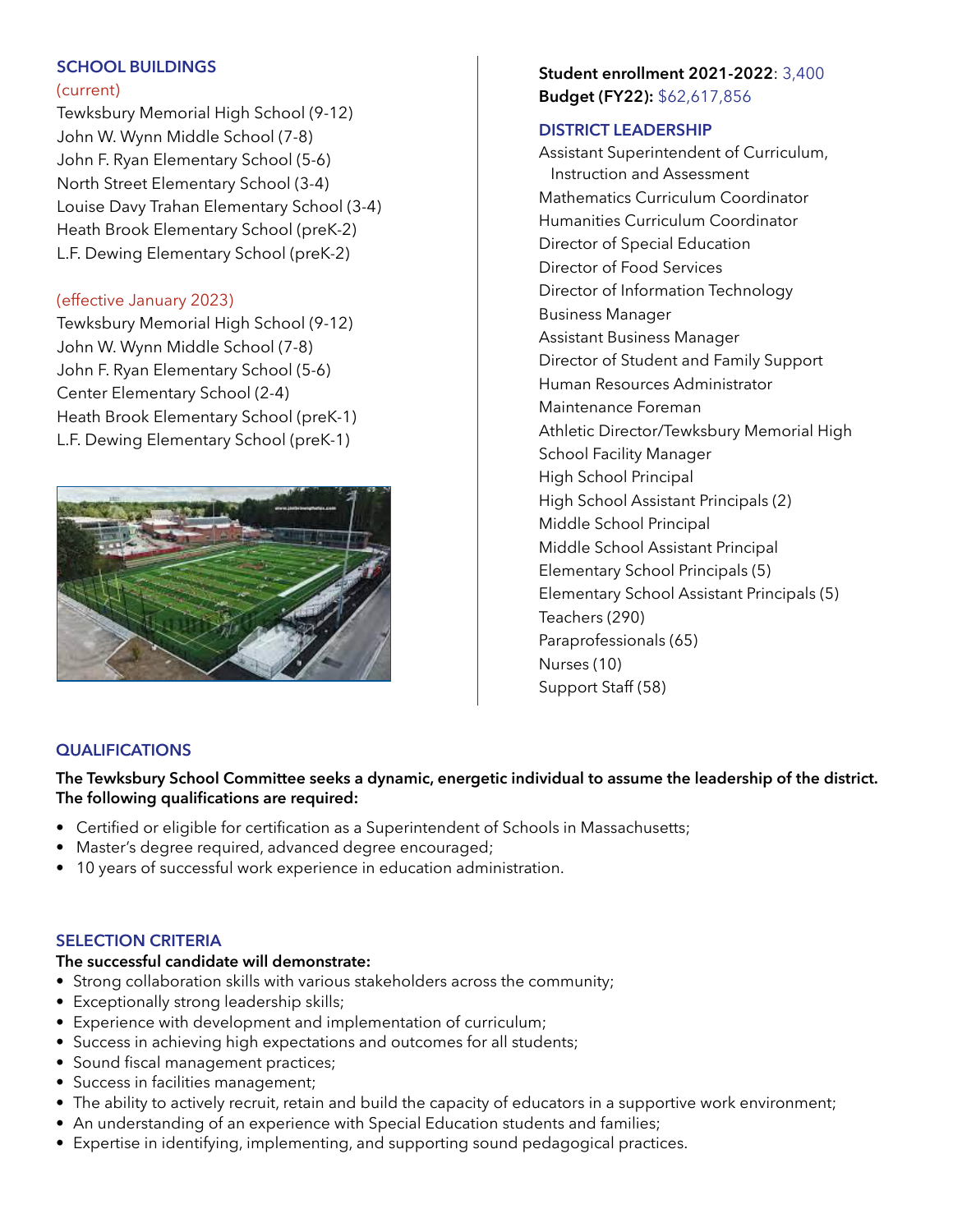## SCHOOL BUILDINGS

(current)

Tewksbury Memorial High School (9-12)
John W. Wynn Middle School (7-8)
John F. Ryan Elementary School (5-6)
North Street Elementary School (3-4)
Louise Davy Trahan Elementary School (3-4)
Heath Brook Elementary School (preK-2)
L.F. Dewing Elementary School (preK-2)

(effective January 2023)

Tewksbury Memorial High School (9-12)
John W. Wynn Middle School (7-8)
John F. Ryan Elementary School (5-6)
Center Elementary School (2-4)
Heath Brook Elementary School (preK-1)
L.F. Dewing Elementary School (preK-1)

**Student enrollment 2021-2022**: 3,400
**Budget (FY22):** $62,617,856

## DISTRICT LEADERSHIP

Assistant Superintendent of Curriculum, Instruction and Assessment
Mathematics Curriculum Coordinator
Humanities Curriculum Coordinator
Director of Special Education
Director of Food Services
Director of Information Technology
Business Manager
Assistant Business Manager
Director of Student and Family Support
Human Resources Administrator
Maintenance Foreman
Athletic Director/Tewksbury Memorial High School Facility Manager
High School Principal
High School Assistant Principals (2)
Middle School Principal
Middle School Assistant Principal
Elementary School Principals (5)
Elementary School Assistant Principals (5)
Teachers (290)
Paraprofessionals (65)
Nurses (10)
Support Staff (58)

## QUALIFICATIONS

**The Tewksbury School Committee seeks a dynamic, energetic individual to assume the leadership of the district. The following qualifications are required:**

- Certified or eligible for certification as a Superintendent of Schools in Massachusetts;
- Master's degree required, advanced degree encouraged;
- 10 years of successful work experience in education administration.

## SELECTION CRITERIA

**The successful candidate will demonstrate:**

- Strong collaboration skills with various stakeholders across the community;
- Exceptionally strong leadership skills;
- Experience with development and implementation of curriculum;
- Success in achieving high expectations and outcomes for all students;
- Sound fiscal management practices;
- Success in facilities management;
- The ability to actively recruit, retain and build the capacity of educators in a supportive work environment;
- An understanding of an experience with Special Education students and families;
- Expertise in identifying, implementing, and supporting sound pedagogical practices.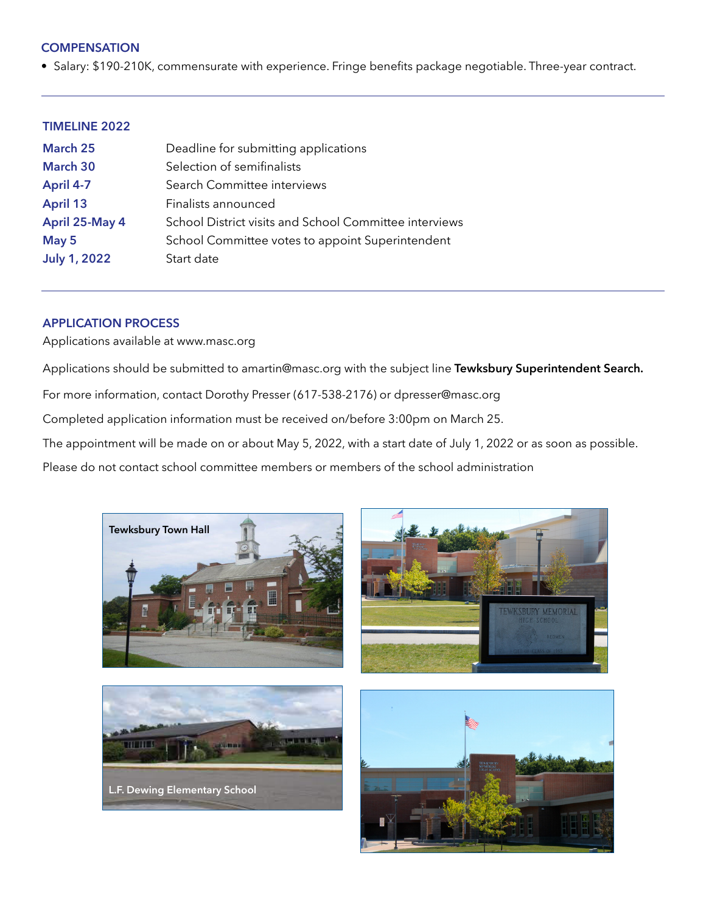## COMPENSATION

- Salary: $190-210K, commensurate with experience. Fringe benefits package negotiable. Three-year contract.

## TIMELINE 2022

| | |
|---|---|
| **March 25** | Deadline for submitting applications |
| **March 30** | Selection of semifinalists |
| **April 4-7** | Search Committee interviews |
| **April 13** | Finalists announced |
| **April 25-May 4** | School District visits and School Committee interviews |
| **May 5** | School Committee votes to appoint Superintendent |
| **July 1, 2022** | Start date |

## APPLICATION PROCESS

Applications available at www.masc.org

Applications should be submitted to amartin@masc.org with the subject line **Tewksbury Superintendent Search.**

For more information, contact Dorothy Presser (617-538-2176) or dpresser@masc.org

Completed application information must be received on/before 3:00pm on March 25.

The appointment will be made on or about May 5, 2022, with a start date of July 1, 2022 or as soon as possible.

Please do not contact school committee members or members of the school administration

Tewksbury Town Hall

L.F. Dewing Elementary School